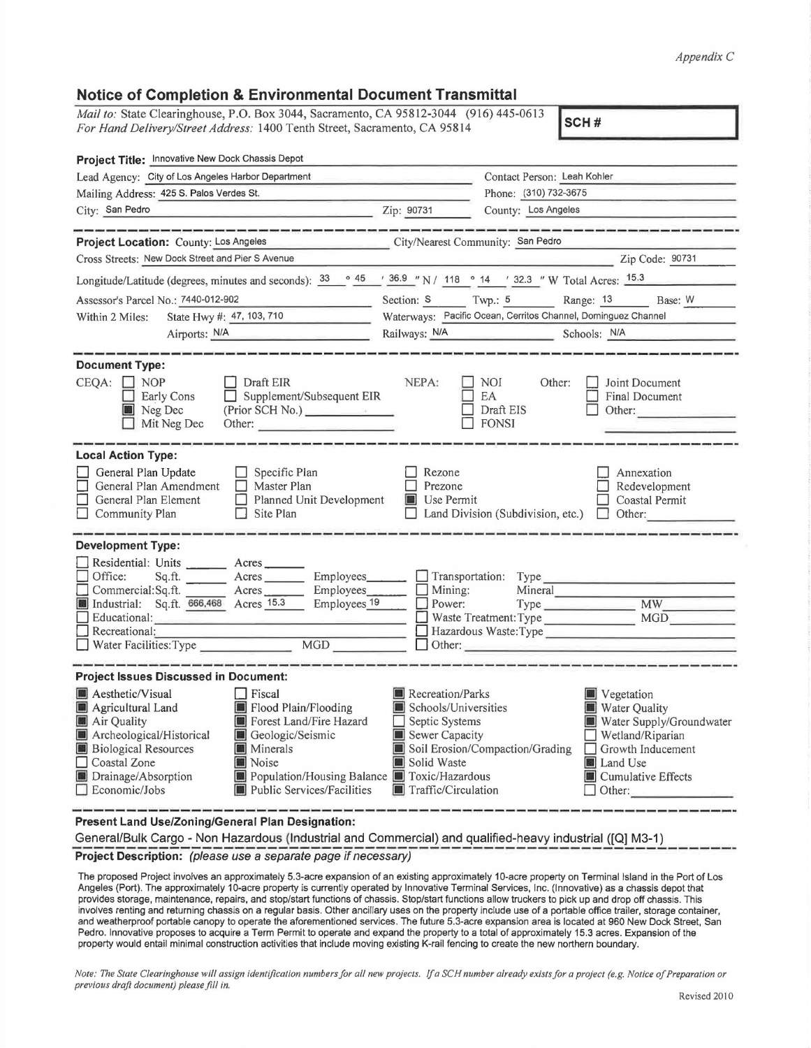*Appendix C*

## Notice of Completion & Environmental Document Transmittal

*Mail to:* State Clearinghouse, P.O. Box 3044, Sacramento, CA 95812-3044 (916) 445-0613
*For Hand Delivery/Street Address:* 1400 Tenth Street, Sacramento, CA 95814

**SCH #**

**Project Title:** Innovative New Dock Chassis Depot

Lead Agency: City of Los Angeles Harbor Department — Contact Person: Leah Kohler
Mailing Address: 425 S. Palos Verdes St. — Phone: (310) 732-3675
City: San Pedro — Zip: 90731 — County: Los Angeles

---

**Project Location:** County: Los Angeles — City/Nearest Community: San Pedro
Cross Streets: New Dock Street and Pier S Avenue — Zip Code: 90731
Longitude/Latitude (degrees, minutes and seconds): 33 ° 45 ' 36.9 " N / 118 ° 14 ' 32.3 " W Total Acres: 15.3
Assessor's Parcel No.: 7440-012-902 — Section: S — Twp.: 5 — Range: 13 — Base: W
Within 2 Miles: State Hwy #: 47, 103, 710 — Waterways: Pacific Ocean, Cerritos Channel, Dominguez Channel
Airports: N/A — Railways: N/A — Schools: N/A

---

**Document Type:**

CEQA:
- [ ] NOP
- [ ] Early Cons
- [x] Neg Dec
- [ ] Mit Neg Dec
- [ ] Draft EIR
- [ ] Supplement/Subsequent EIR (Prior SCH No.) ______
- Other: ______

NEPA:
- [ ] NOI
- [ ] EA
- [ ] Draft EIS
- [ ] FONSI

Other:
- [ ] Joint Document
- [ ] Final Document
- [ ] Other: ______

---

**Local Action Type:**

- [ ] General Plan Update
- [ ] General Plan Amendment
- [ ] General Plan Element
- [ ] Community Plan
- [ ] Specific Plan
- [ ] Master Plan
- [ ] Planned Unit Development
- [ ] Site Plan
- [ ] Rezone
- [ ] Prezone
- [x] Use Permit
- [ ] Land Division (Subdivision, etc.)
- [ ] Annexation
- [ ] Redevelopment
- [ ] Coastal Permit
- [ ] Other: ______

---

**Development Type:**

- [ ] Residential: Units ______ Acres ______
- [ ] Office: Sq.ft. ______ Acres ______ Employees ______
- [ ] Commercial: Sq.ft. ______ Acres ______ Employees ______
- [x] Industrial: Sq.ft. 666,468 Acres 15.3 Employees 19
- [ ] Educational: ______
- [ ] Recreational: ______
- [ ] Water Facilities: Type ______ MGD ______
- [ ] Transportation: Type ______
- [ ] Mining: Mineral ______
- [ ] Power: Type ______ MW ______
- [ ] Waste Treatment: Type ______ MGD ______
- [ ] Hazardous Waste: Type ______
- [ ] Other: ______

---

**Project Issues Discussed in Document:**

- [x] Aesthetic/Visual
- [x] Agricultural Land
- [x] Air Quality
- [x] Archeological/Historical
- [x] Biological Resources
- [ ] Coastal Zone
- [x] Drainage/Absorption
- [ ] Economic/Jobs
- [ ] Fiscal
- [x] Flood Plain/Flooding
- [x] Forest Land/Fire Hazard
- [x] Geologic/Seismic
- [x] Minerals
- [x] Noise
- [x] Population/Housing Balance
- [x] Public Services/Facilities
- [x] Recreation/Parks
- [x] Schools/Universities
- [ ] Septic Systems
- [x] Sewer Capacity
- [x] Soil Erosion/Compaction/Grading
- [x] Solid Waste
- [x] Toxic/Hazardous
- [x] Traffic/Circulation
- [x] Vegetation
- [x] Water Quality
- [x] Water Supply/Groundwater
- [ ] Wetland/Riparian
- [ ] Growth Inducement
- [x] Land Use
- [x] Cumulative Effects
- [ ] Other: ______

---

**Present Land Use/Zoning/General Plan Designation:**

General/Bulk Cargo - Non Hazardous (Industrial and Commercial) and qualified-heavy industrial ([Q] M3-1)

**Project Description:** *(please use a separate page if necessary)*

The proposed Project involves an approximately 5.3-acre expansion of an existing approximately 10-acre property on Terminal Island in the Port of Los Angeles (Port). The approximately 10-acre property is currently operated by Innovative Terminal Services, Inc. (Innovative) as a chassis depot that provides storage, maintenance, repairs, and stop/start functions of chassis. Stop/start functions allow truckers to pick up and drop off chassis. This involves renting and returning chassis on a regular basis. Other ancillary uses on the property include use of a portable office trailer, storage container, and weatherproof portable canopy to operate the aforementioned services. The future 5.3-acre expansion area is located at 960 New Dock Street, San Pedro. Innovative proposes to acquire a Term Permit to operate and expand the property to a total of approximately 15.3 acres. Expansion of the property would entail minimal construction activities that include moving existing K-rail fencing to create the new northern boundary.

*Note: The State Clearinghouse will assign identification numbers for all new projects. If a SCH number already exists for a project (e.g. Notice of Preparation or previous draft document) please fill in.*

Revised 2010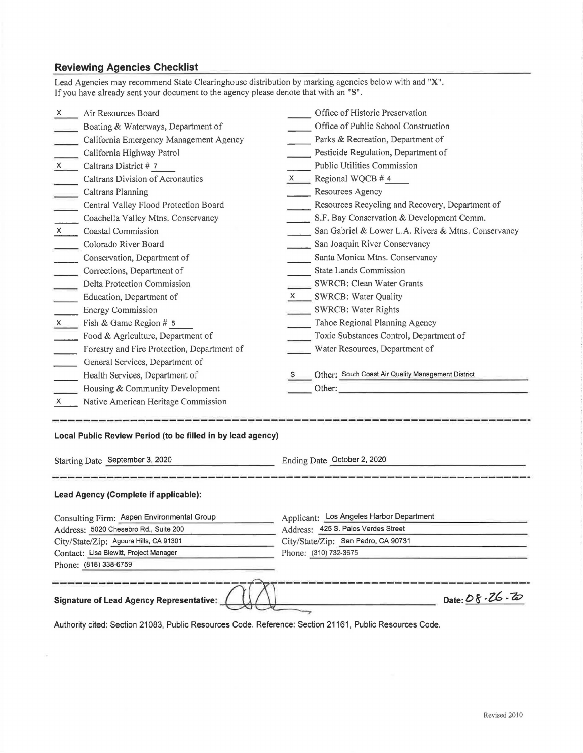## Reviewing Agencies Checklist

Lead Agencies may recommend State Clearinghouse distribution by marking agencies below with and "X".
If you have already sent your document to the agency please denote that with an "S".

X Air Resources Board
\_\_\_ Boating & Waterways, Department of
\_\_\_ California Emergency Management Agency
\_\_\_ California Highway Patrol
X Caltrans District # 7
\_\_\_ Caltrans Division of Aeronautics
\_\_\_ Caltrans Planning
\_\_\_ Central Valley Flood Protection Board
\_\_\_ Coachella Valley Mtns. Conservancy
X Coastal Commission
\_\_\_ Colorado River Board
\_\_\_ Conservation, Department of
\_\_\_ Corrections, Department of
\_\_\_ Delta Protection Commission
\_\_\_ Education, Department of
\_\_\_ Energy Commission
X Fish & Game Region # 5
\_\_\_ Food & Agriculture, Department of
\_\_\_ Forestry and Fire Protection, Department of
\_\_\_ General Services, Department of
\_\_\_ Health Services, Department of
\_\_\_ Housing & Community Development
X Native American Heritage Commission
\_\_\_ Office of Historic Preservation
\_\_\_ Office of Public School Construction
\_\_\_ Parks & Recreation, Department of
\_\_\_ Pesticide Regulation, Department of
\_\_\_ Public Utilities Commission
X Regional WQCB # 4
\_\_\_ Resources Agency
\_\_\_ Resources Recycling and Recovery, Department of
\_\_\_ S.F. Bay Conservation & Development Comm.
\_\_\_ San Gabriel & Lower L.A. Rivers & Mtns. Conservancy
\_\_\_ San Joaquin River Conservancy
\_\_\_ Santa Monica Mtns. Conservancy
\_\_\_ State Lands Commission
\_\_\_ SWRCB: Clean Water Grants
X SWRCB: Water Quality
\_\_\_ SWRCB: Water Rights
\_\_\_ Tahoe Regional Planning Agency
\_\_\_ Toxic Substances Control, Department of
\_\_\_ Water Resources, Department of
S Other: South Coast Air Quality Management District
\_\_\_ Other: \_\_\_\_\_\_\_\_

---

**Local Public Review Period (to be filled in by lead agency)**

Starting Date September 3, 2020 Ending Date October 2, 2020

---

**Lead Agency (Complete if applicable):**

Consulting Firm: Aspen Environmental Group
Address: 5020 Chesebro Rd., Suite 200
City/State/Zip: Agoura Hills, CA 91301
Contact: Lisa Blewitt, Project Manager
Phone: (818) 338-6759

Applicant: Los Angeles Harbor Department
Address: 425 S. Palos Verdes Street
City/State/Zip: San Pedro, CA 90731
Phone: (310) 732-3675

---

**Signature of Lead Agency Representative:** \_\_\_\_\_\_\_\_ Date: 08-26-20

Authority cited: Section 21083, Public Resources Code. Reference: Section 21161, Public Resources Code.

Revised 2010